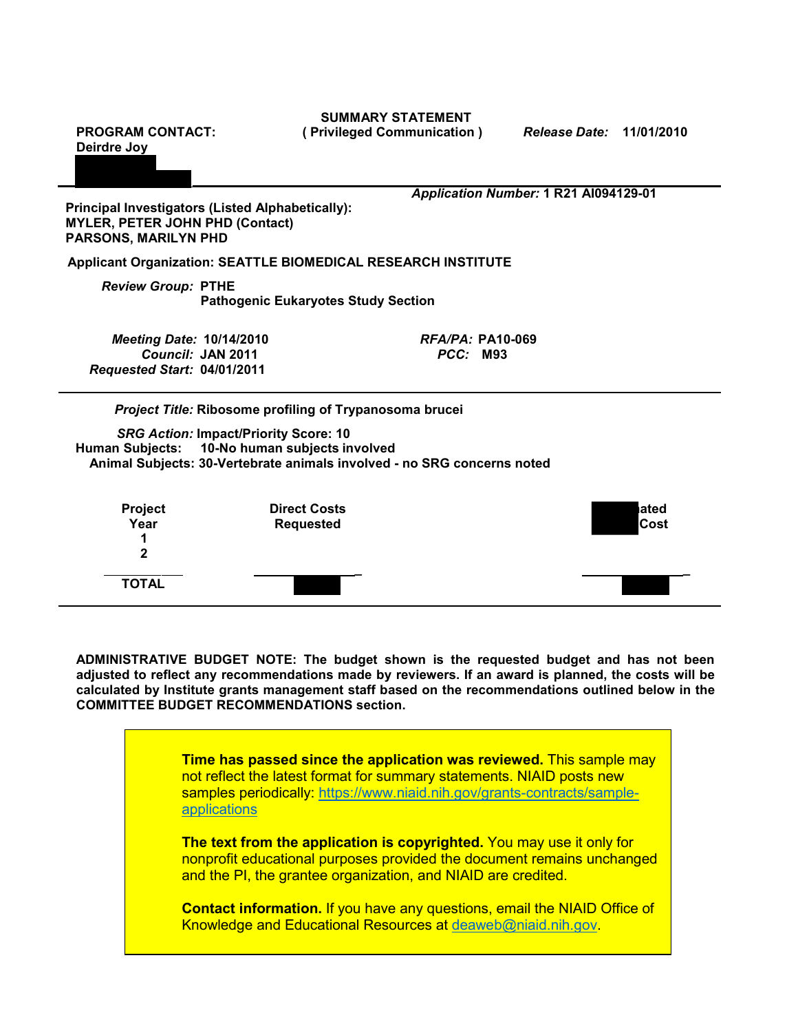**SUMMARY STATEMENT**
**( Privileged Communication )**

**PROGRAM CONTACT:**
**Deirdre Joy**

*Release Date:* **11/01/2010**

*Application Number:* **1 R21 AI094129-01**

**Principal Investigators (Listed Alphabetically):**
**MYLER, PETER JOHN PHD (Contact)**
**PARSONS, MARILYN PHD**

**Applicant Organization: SEATTLE BIOMEDICAL RESEARCH INSTITUTE**

*Review Group:* **PTHE**
**Pathogenic Eukaryotes Study Section**

*Meeting Date:* **10/14/2010**
*Council:* **JAN 2011**
*Requested Start:* **04/01/2011**

*RFA/PA:* **PA10-069**
*PCC:* **M93**

*Project Title:* **Ribosome profiling of Trypanosoma brucei**

*SRG Action:* **Impact/Priority Score: 10**
**Human Subjects: 10-No human subjects involved**
**Animal Subjects: 30-Vertebrate animals involved - no SRG concerns noted**

| Project Year | Direct Costs Requested | ated Cost |
|---|---|---|
| 1 | | |
| 2 | | |
| TOTAL | | |

**ADMINISTRATIVE BUDGET NOTE: The budget shown is the requested budget and has not been adjusted to reflect any recommendations made by reviewers. If an award is planned, the costs will be calculated by Institute grants management staff based on the recommendations outlined below in the COMMITTEE BUDGET RECOMMENDATIONS section.**

**Time has passed since the application was reviewed.** This sample may not reflect the latest format for summary statements. NIAID posts new samples periodically: https://www.niaid.nih.gov/grants-contracts/sample-applications

**The text from the application is copyrighted.** You may use it only for nonprofit educational purposes provided the document remains unchanged and the PI, the grantee organization, and NIAID are credited.

**Contact information.** If you have any questions, email the NIAID Office of Knowledge and Educational Resources at deaweb@niaid.nih.gov.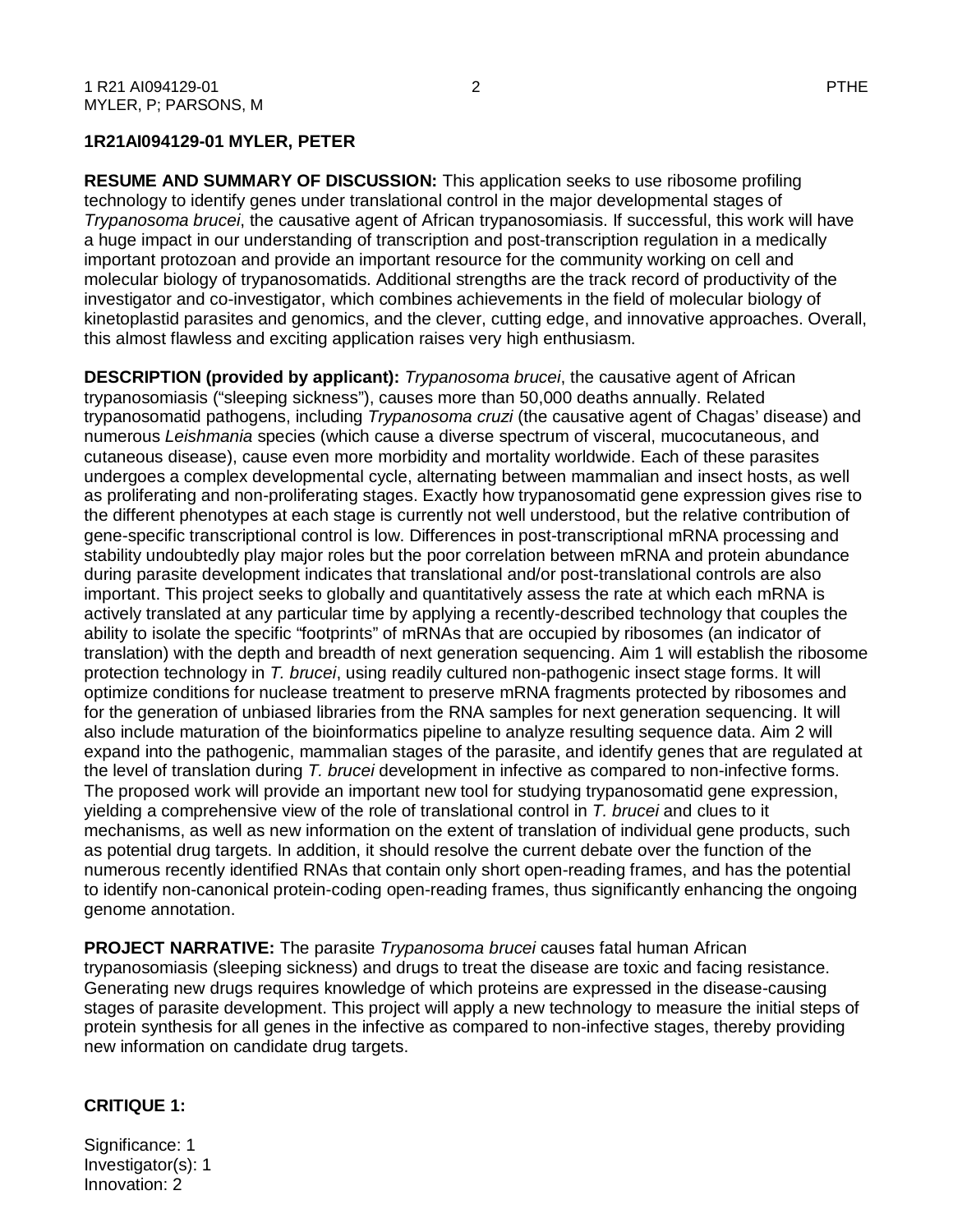**1R21AI094129-01 MYLER, PETER**

**RESUME AND SUMMARY OF DISCUSSION:** This application seeks to use ribosome profiling technology to identify genes under translational control in the major developmental stages of *Trypanosoma brucei*, the causative agent of African trypanosomiasis. If successful, this work will have a huge impact in our understanding of transcription and post-transcription regulation in a medically important protozoan and provide an important resource for the community working on cell and molecular biology of trypanosomatids. Additional strengths are the track record of productivity of the investigator and co-investigator, which combines achievements in the field of molecular biology of kinetoplastid parasites and genomics, and the clever, cutting edge, and innovative approaches. Overall, this almost flawless and exciting application raises very high enthusiasm.

**DESCRIPTION (provided by applicant):** *Trypanosoma brucei*, the causative agent of African trypanosomiasis ("sleeping sickness"), causes more than 50,000 deaths annually. Related trypanosomatid pathogens, including *Trypanosoma cruzi* (the causative agent of Chagas' disease) and numerous *Leishmania* species (which cause a diverse spectrum of visceral, mucocutaneous, and cutaneous disease), cause even more morbidity and mortality worldwide. Each of these parasites undergoes a complex developmental cycle, alternating between mammalian and insect hosts, as well as proliferating and non-proliferating stages. Exactly how trypanosomatid gene expression gives rise to the different phenotypes at each stage is currently not well understood, but the relative contribution of gene-specific transcriptional control is low. Differences in post-transcriptional mRNA processing and stability undoubtedly play major roles but the poor correlation between mRNA and protein abundance during parasite development indicates that translational and/or post-translational controls are also important. This project seeks to globally and quantitatively assess the rate at which each mRNA is actively translated at any particular time by applying a recently-described technology that couples the ability to isolate the specific "footprints" of mRNAs that are occupied by ribosomes (an indicator of translation) with the depth and breadth of next generation sequencing. Aim 1 will establish the ribosome protection technology in *T. brucei*, using readily cultured non-pathogenic insect stage forms. It will optimize conditions for nuclease treatment to preserve mRNA fragments protected by ribosomes and for the generation of unbiased libraries from the RNA samples for next generation sequencing. It will also include maturation of the bioinformatics pipeline to analyze resulting sequence data. Aim 2 will expand into the pathogenic, mammalian stages of the parasite, and identify genes that are regulated at the level of translation during *T. brucei* development in infective as compared to non-infective forms. The proposed work will provide an important new tool for studying trypanosomatid gene expression, yielding a comprehensive view of the role of translational control in *T. brucei* and clues to it mechanisms, as well as new information on the extent of translation of individual gene products, such as potential drug targets. In addition, it should resolve the current debate over the function of the numerous recently identified RNAs that contain only short open-reading frames, and has the potential to identify non-canonical protein-coding open-reading frames, thus significantly enhancing the ongoing genome annotation.

**PROJECT NARRATIVE:** The parasite *Trypanosoma brucei* causes fatal human African trypanosomiasis (sleeping sickness) and drugs to treat the disease are toxic and facing resistance. Generating new drugs requires knowledge of which proteins are expressed in the disease-causing stages of parasite development. This project will apply a new technology to measure the initial steps of protein synthesis for all genes in the infective as compared to non-infective stages, thereby providing new information on candidate drug targets.

**CRITIQUE 1:**

Significance: 1
Investigator(s): 1
Innovation: 2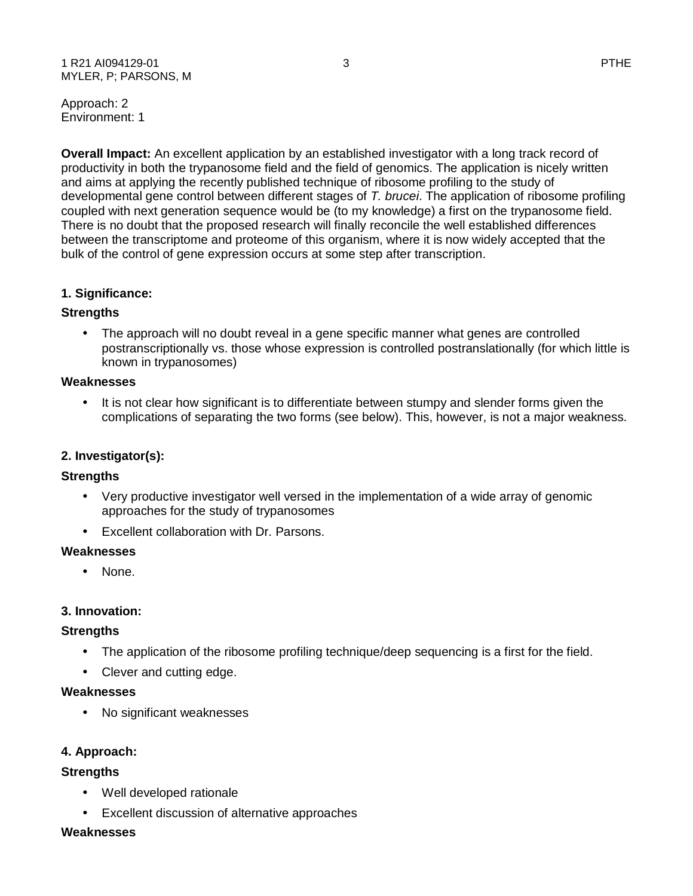Approach: 2
Environment: 1

**Overall Impact:** An excellent application by an established investigator with a long track record of productivity in both the trypanosome field and the field of genomics. The application is nicely written and aims at applying the recently published technique of ribosome profiling to the study of developmental gene control between different stages of *T. brucei*. The application of ribosome profiling coupled with next generation sequence would be (to my knowledge) a first on the trypanosome field. There is no doubt that the proposed research will finally reconcile the well established differences between the transcriptome and proteome of this organism, where it is now widely accepted that the bulk of the control of gene expression occurs at some step after transcription.

**1. Significance:**

**Strengths**

- The approach will no doubt reveal in a gene specific manner what genes are controlled postranscriptionally vs. those whose expression is controlled postranslationally (for which little is known in trypanosomes)

**Weaknesses**

- It is not clear how significant is to differentiate between stumpy and slender forms given the complications of separating the two forms (see below). This, however, is not a major weakness.

**2. Investigator(s):**

**Strengths**

- Very productive investigator well versed in the implementation of a wide array of genomic approaches for the study of trypanosomes
- Excellent collaboration with Dr. Parsons.

**Weaknesses**

- None.

**3. Innovation:**

**Strengths**

- The application of the ribosome profiling technique/deep sequencing is a first for the field.
- Clever and cutting edge.

**Weaknesses**

- No significant weaknesses

**4. Approach:**

**Strengths**

- Well developed rationale
- Excellent discussion of alternative approaches

**Weaknesses**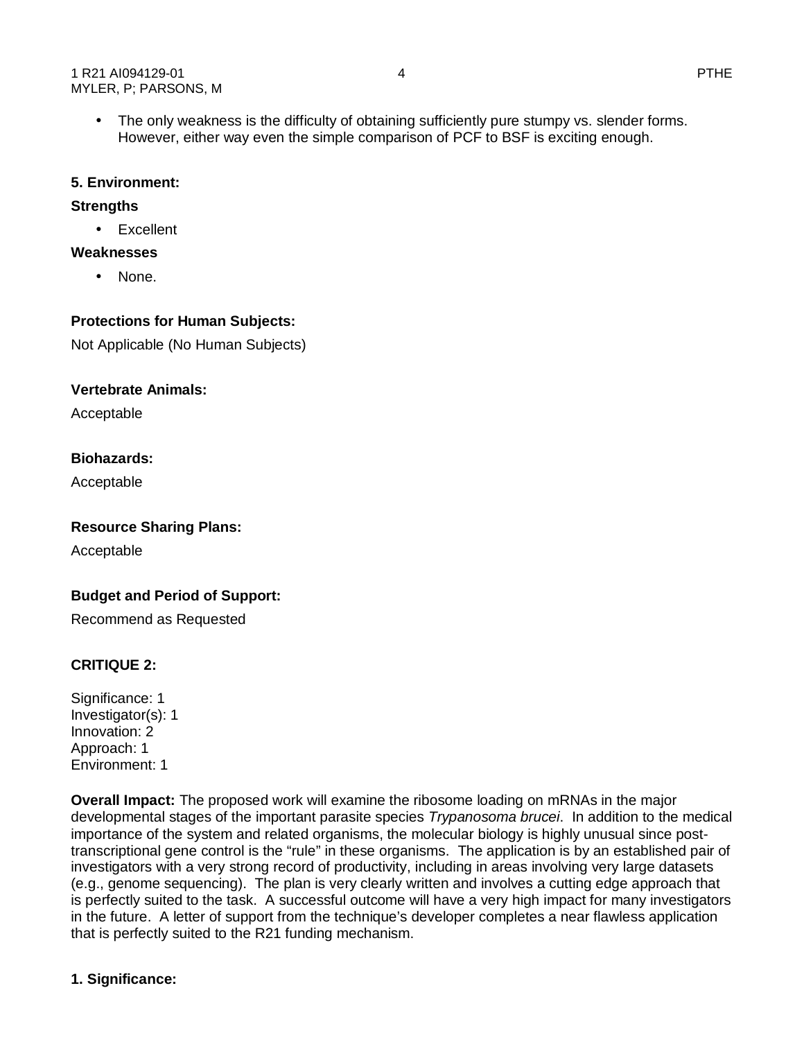- The only weakness is the difficulty of obtaining sufficiently pure stumpy vs. slender forms. However, either way even the simple comparison of PCF to BSF is exciting enough.

**5. Environment:**

**Strengths**

- Excellent

**Weaknesses**

- None.

**Protections for Human Subjects:**

Not Applicable (No Human Subjects)

**Vertebrate Animals:**

Acceptable

**Biohazards:**

Acceptable

**Resource Sharing Plans:**

Acceptable

**Budget and Period of Support:**

Recommend as Requested

**CRITIQUE 2:**

Significance: 1
Investigator(s): 1
Innovation: 2
Approach: 1
Environment: 1

**Overall Impact:** The proposed work will examine the ribosome loading on mRNAs in the major developmental stages of the important parasite species *Trypanosoma brucei*. In addition to the medical importance of the system and related organisms, the molecular biology is highly unusual since post-transcriptional gene control is the "rule" in these organisms. The application is by an established pair of investigators with a very strong record of productivity, including in areas involving very large datasets (e.g., genome sequencing). The plan is very clearly written and involves a cutting edge approach that is perfectly suited to the task. A successful outcome will have a very high impact for many investigators in the future. A letter of support from the technique's developer completes a near flawless application that is perfectly suited to the R21 funding mechanism.

**1. Significance:**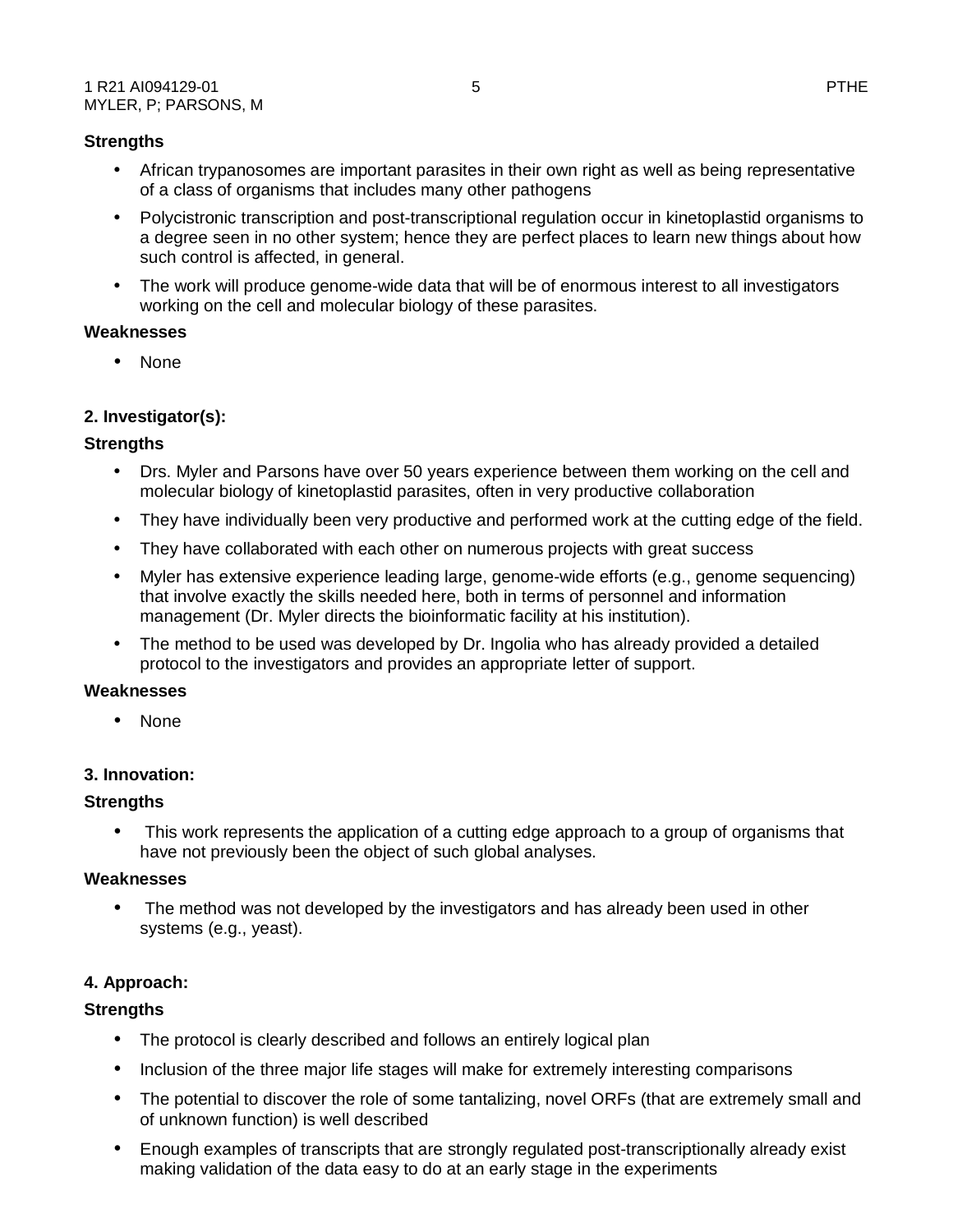**Strengths**

- African trypanosomes are important parasites in their own right as well as being representative of a class of organisms that includes many other pathogens
- Polycistronic transcription and post-transcriptional regulation occur in kinetoplastid organisms to a degree seen in no other system; hence they are perfect places to learn new things about how such control is affected, in general.
- The work will produce genome-wide data that will be of enormous interest to all investigators working on the cell and molecular biology of these parasites.

**Weaknesses**

- None

**2. Investigator(s):**

**Strengths**

- Drs. Myler and Parsons have over 50 years experience between them working on the cell and molecular biology of kinetoplastid parasites, often in very productive collaboration
- They have individually been very productive and performed work at the cutting edge of the field.
- They have collaborated with each other on numerous projects with great success
- Myler has extensive experience leading large, genome-wide efforts (e.g., genome sequencing) that involve exactly the skills needed here, both in terms of personnel and information management (Dr. Myler directs the bioinformatic facility at his institution).
- The method to be used was developed by Dr. Ingolia who has already provided a detailed protocol to the investigators and provides an appropriate letter of support.

**Weaknesses**

- None

**3. Innovation:**

**Strengths**

- This work represents the application of a cutting edge approach to a group of organisms that have not previously been the object of such global analyses.

**Weaknesses**

- The method was not developed by the investigators and has already been used in other systems (e.g., yeast).

**4. Approach:**

**Strengths**

- The protocol is clearly described and follows an entirely logical plan
- Inclusion of the three major life stages will make for extremely interesting comparisons
- The potential to discover the role of some tantalizing, novel ORFs (that are extremely small and of unknown function) is well described
- Enough examples of transcripts that are strongly regulated post-transcriptionally already exist making validation of the data easy to do at an early stage in the experiments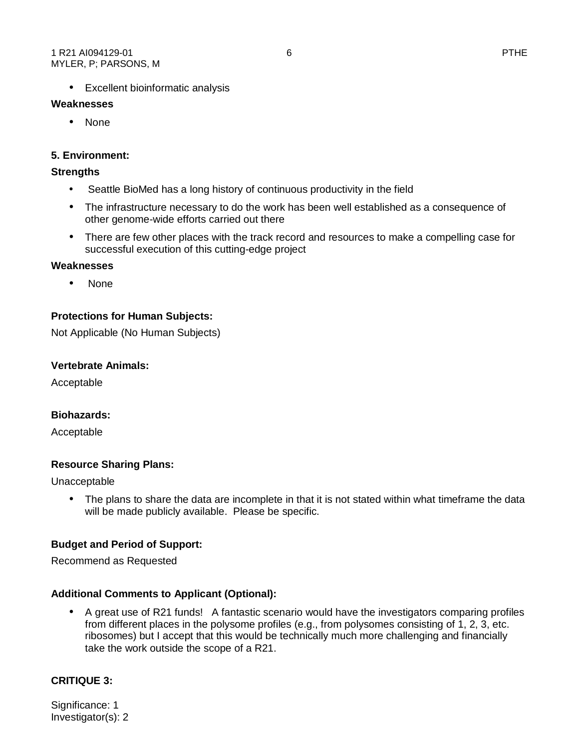- Excellent bioinformatic analysis

**Weaknesses**

- None

**5. Environment:**

**Strengths**

- Seattle BioMed has a long history of continuous productivity in the field
- The infrastructure necessary to do the work has been well established as a consequence of other genome-wide efforts carried out there
- There are few other places with the track record and resources to make a compelling case for successful execution of this cutting-edge project

**Weaknesses**

- None

**Protections for Human Subjects:**

Not Applicable (No Human Subjects)

**Vertebrate Animals:**

Acceptable

**Biohazards:**

Acceptable

**Resource Sharing Plans:**

Unacceptable

- The plans to share the data are incomplete in that it is not stated within what timeframe the data will be made publicly available. Please be specific.

**Budget and Period of Support:**

Recommend as Requested

**Additional Comments to Applicant (Optional):**

- A great use of R21 funds! A fantastic scenario would have the investigators comparing profiles from different places in the polysome profiles (e.g., from polysomes consisting of 1, 2, 3, etc. ribosomes) but I accept that this would be technically much more challenging and financially take the work outside the scope of a R21.

**CRITIQUE 3:**

Significance: 1
Investigator(s): 2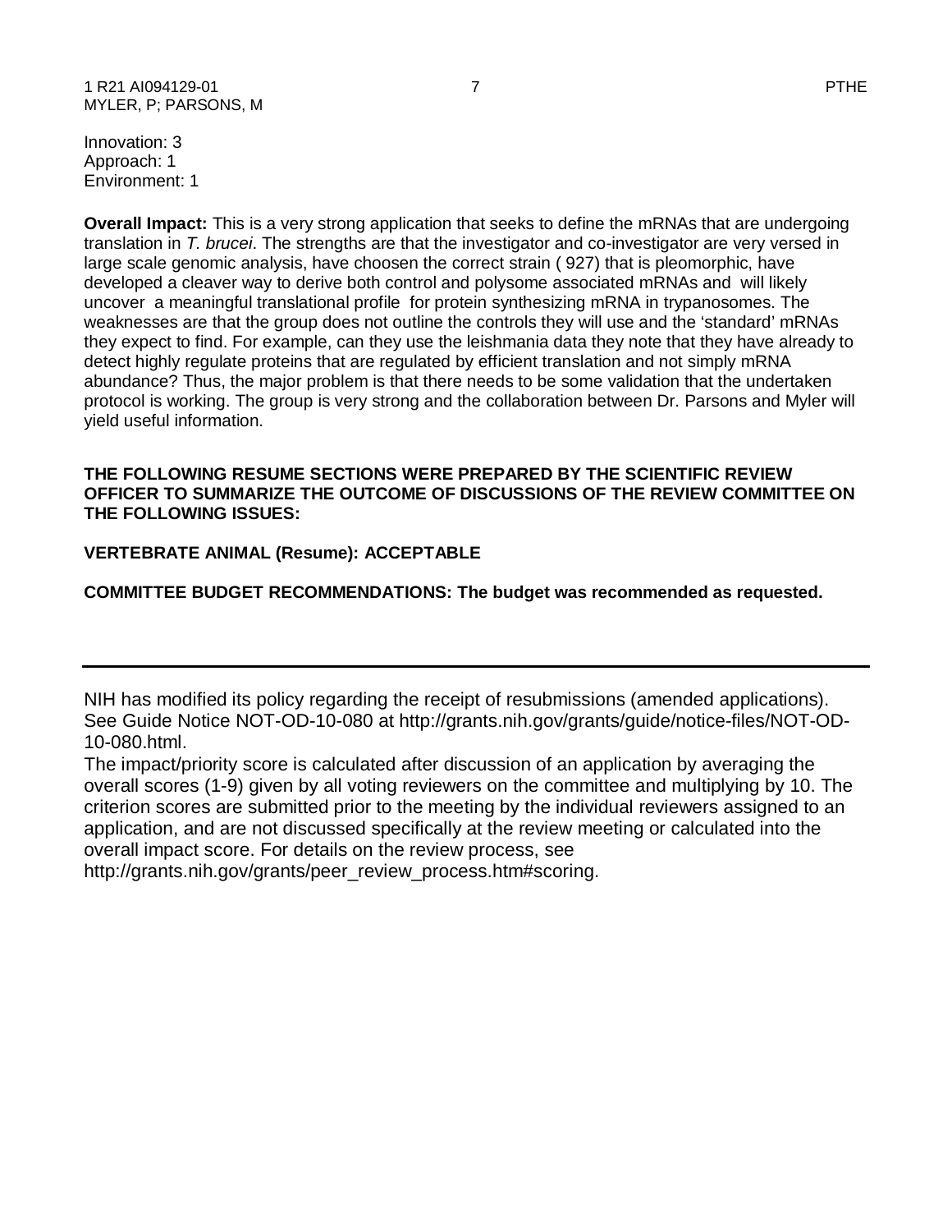Innovation: 3
Approach: 1
Environment: 1

**Overall Impact:** This is a very strong application that seeks to define the mRNAs that are undergoing translation in *T. brucei*. The strengths are that the investigator and co-investigator are very versed in large scale genomic analysis, have choosen the correct strain ( 927) that is pleomorphic, have developed a cleaver way to derive both control and polysome associated mRNAs and will likely uncover a meaningful translational profile for protein synthesizing mRNA in trypanosomes. The weaknesses are that the group does not outline the controls they will use and the 'standard' mRNAs they expect to find. For example, can they use the leishmania data they note that they have already to detect highly regulate proteins that are regulated by efficient translation and not simply mRNA abundance? Thus, the major problem is that there needs to be some validation that the undertaken protocol is working. The group is very strong and the collaboration between Dr. Parsons and Myler will yield useful information.

**THE FOLLOWING RESUME SECTIONS WERE PREPARED BY THE SCIENTIFIC REVIEW OFFICER TO SUMMARIZE THE OUTCOME OF DISCUSSIONS OF THE REVIEW COMMITTEE ON THE FOLLOWING ISSUES:**

**VERTEBRATE ANIMAL (Resume): ACCEPTABLE**

**COMMITTEE BUDGET RECOMMENDATIONS: The budget was recommended as requested.**

---

NIH has modified its policy regarding the receipt of resubmissions (amended applications). See Guide Notice NOT-OD-10-080 at http://grants.nih.gov/grants/guide/notice-files/NOT-OD-10-080.html.

The impact/priority score is calculated after discussion of an application by averaging the overall scores (1-9) given by all voting reviewers on the committee and multiplying by 10. The criterion scores are submitted prior to the meeting by the individual reviewers assigned to an application, and are not discussed specifically at the review meeting or calculated into the overall impact score. For details on the review process, see http://grants.nih.gov/grants/peer_review_process.htm#scoring.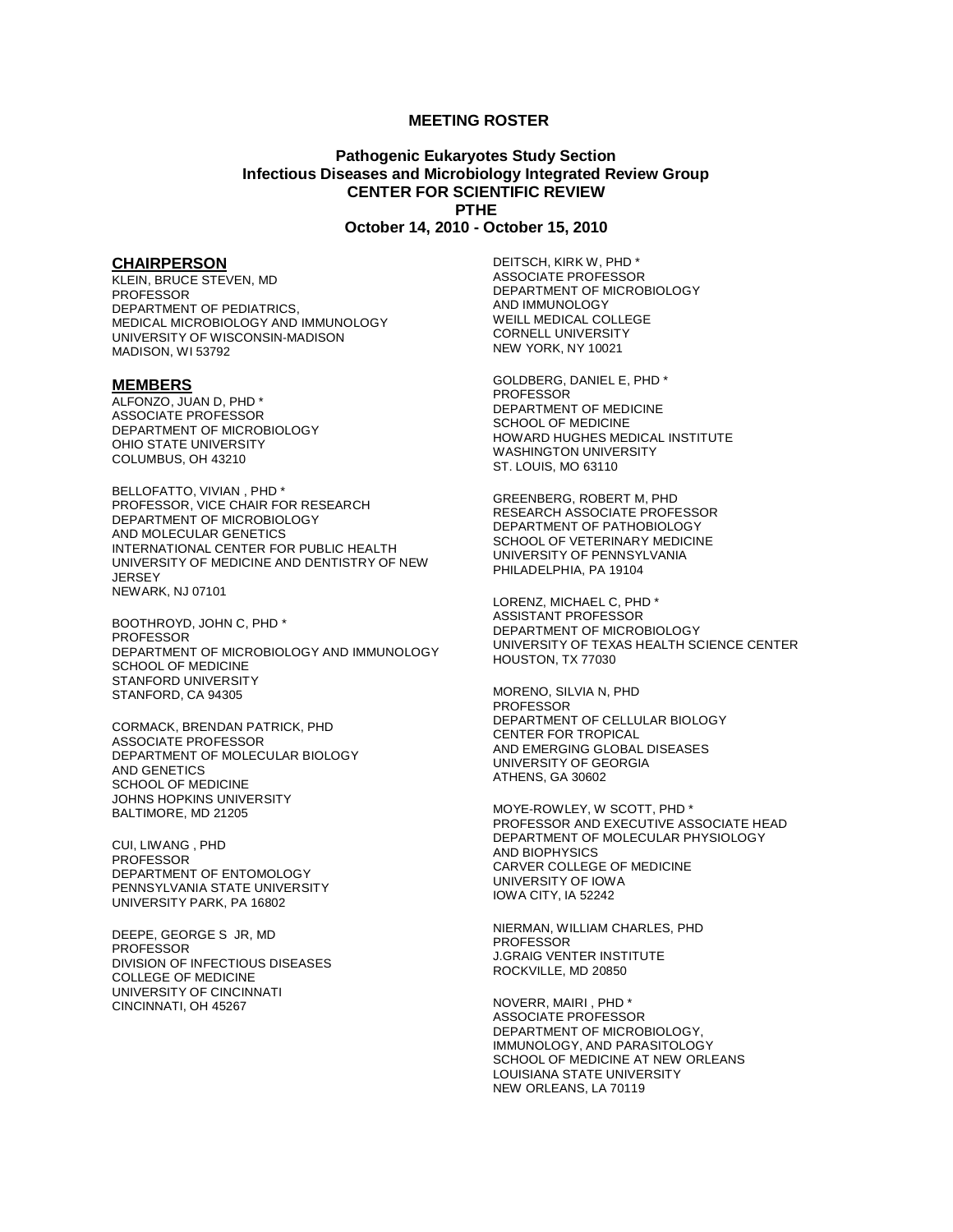**MEETING ROSTER**

**Pathogenic Eukaryotes Study Section**
**Infectious Diseases and Microbiology Integrated Review Group**
**CENTER FOR SCIENTIFIC REVIEW**
**PTHE**
**October 14, 2010 - October 15, 2010**

## CHAIRPERSON

KLEIN, BRUCE STEVEN, MD
PROFESSOR
DEPARTMENT OF PEDIATRICS,
MEDICAL MICROBIOLOGY AND IMMUNOLOGY
UNIVERSITY OF WISCONSIN-MADISON
MADISON, WI 53792

## MEMBERS

ALFONZO, JUAN D, PHD *
ASSOCIATE PROFESSOR
DEPARTMENT OF MICROBIOLOGY
OHIO STATE UNIVERSITY
COLUMBUS, OH 43210

BELLOFATTO, VIVIAN , PHD *
PROFESSOR, VICE CHAIR FOR RESEARCH
DEPARTMENT OF MICROBIOLOGY
AND MOLECULAR GENETICS
INTERNATIONAL CENTER FOR PUBLIC HEALTH
UNIVERSITY OF MEDICINE AND DENTISTRY OF NEW JERSEY
NEWARK, NJ 07101

BOOTHROYD, JOHN C, PHD *
PROFESSOR
DEPARTMENT OF MICROBIOLOGY AND IMMUNOLOGY
SCHOOL OF MEDICINE
STANFORD UNIVERSITY
STANFORD, CA 94305

CORMACK, BRENDAN PATRICK, PHD
ASSOCIATE PROFESSOR
DEPARTMENT OF MOLECULAR BIOLOGY
AND GENETICS
SCHOOL OF MEDICINE
JOHNS HOPKINS UNIVERSITY
BALTIMORE, MD 21205

CUI, LIWANG , PHD
PROFESSOR
DEPARTMENT OF ENTOMOLOGY
PENNSYLVANIA STATE UNIVERSITY
UNIVERSITY PARK, PA 16802

DEEPE, GEORGE S JR, MD
PROFESSOR
DIVISION OF INFECTIOUS DISEASES
COLLEGE OF MEDICINE
UNIVERSITY OF CINCINNATI
CINCINNATI, OH 45267

DEITSCH, KIRK W, PHD *
ASSOCIATE PROFESSOR
DEPARTMENT OF MICROBIOLOGY
AND IMMUNOLOGY
WEILL MEDICAL COLLEGE
CORNELL UNIVERSITY
NEW YORK, NY 10021

GOLDBERG, DANIEL E, PHD *
PROFESSOR
DEPARTMENT OF MEDICINE
SCHOOL OF MEDICINE
HOWARD HUGHES MEDICAL INSTITUTE
WASHINGTON UNIVERSITY
ST. LOUIS, MO 63110

GREENBERG, ROBERT M, PHD
RESEARCH ASSOCIATE PROFESSOR
DEPARTMENT OF PATHOBIOLOGY
SCHOOL OF VETERINARY MEDICINE
UNIVERSITY OF PENNSYLVANIA
PHILADELPHIA, PA 19104

LORENZ, MICHAEL C, PHD *
ASSISTANT PROFESSOR
DEPARTMENT OF MICROBIOLOGY
UNIVERSITY OF TEXAS HEALTH SCIENCE CENTER
HOUSTON, TX 77030

MORENO, SILVIA N, PHD
PROFESSOR
DEPARTMENT OF CELLULAR BIOLOGY
CENTER FOR TROPICAL
AND EMERGING GLOBAL DISEASES
UNIVERSITY OF GEORGIA
ATHENS, GA 30602

MOYE-ROWLEY, W SCOTT, PHD *
PROFESSOR AND EXECUTIVE ASSOCIATE HEAD
DEPARTMENT OF MOLECULAR PHYSIOLOGY
AND BIOPHYSICS
CARVER COLLEGE OF MEDICINE
UNIVERSITY OF IOWA
IOWA CITY, IA 52242

NIERMAN, WILLIAM CHARLES, PHD
PROFESSOR
J.GRAIG VENTER INSTITUTE
ROCKVILLE, MD 20850

NOVERR, MAIRI , PHD *
ASSOCIATE PROFESSOR
DEPARTMENT OF MICROBIOLOGY,
IMMUNOLOGY, AND PARASITOLOGY
SCHOOL OF MEDICINE AT NEW ORLEANS
LOUISIANA STATE UNIVERSITY
NEW ORLEANS, LA 70119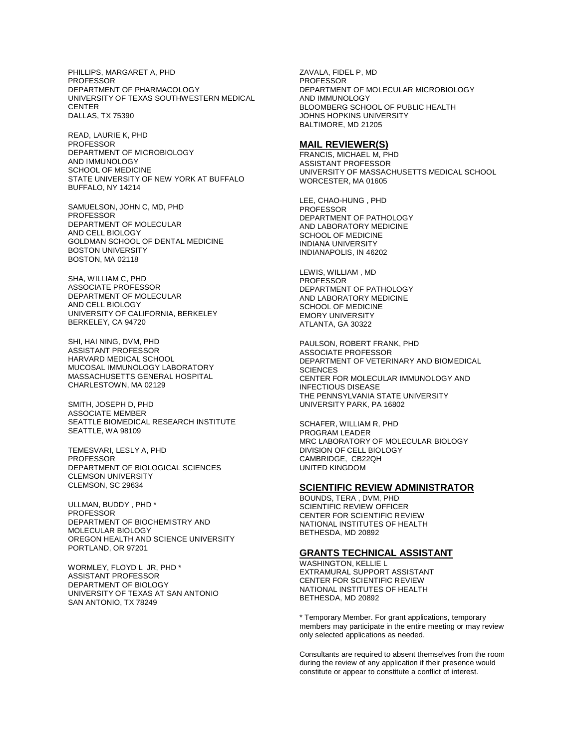PHILLIPS, MARGARET A, PHD
PROFESSOR
DEPARTMENT OF PHARMACOLOGY
UNIVERSITY OF TEXAS SOUTHWESTERN MEDICAL CENTER
DALLAS, TX 75390

READ, LAURIE K, PHD
PROFESSOR
DEPARTMENT OF MICROBIOLOGY
AND IMMUNOLOGY
SCHOOL OF MEDICINE
STATE UNIVERSITY OF NEW YORK AT BUFFALO
BUFFALO, NY 14214

SAMUELSON, JOHN C, MD, PHD
PROFESSOR
DEPARTMENT OF MOLECULAR
AND CELL BIOLOGY
GOLDMAN SCHOOL OF DENTAL MEDICINE
BOSTON UNIVERSITY
BOSTON, MA 02118

SHA, WILLIAM C, PHD
ASSOCIATE PROFESSOR
DEPARTMENT OF MOLECULAR
AND CELL BIOLOGY
UNIVERSITY OF CALIFORNIA, BERKELEY
BERKELEY, CA 94720

SHI, HAI NING, DVM, PHD
ASSISTANT PROFESSOR
HARVARD MEDICAL SCHOOL
MUCOSAL IMMUNOLOGY LABORATORY
MASSACHUSETTS GENERAL HOSPITAL
CHARLESTOWN, MA 02129

SMITH, JOSEPH D, PHD
ASSOCIATE MEMBER
SEATTLE BIOMEDICAL RESEARCH INSTITUTE
SEATTLE, WA 98109

TEMESVARI, LESLY A, PHD
PROFESSOR
DEPARTMENT OF BIOLOGICAL SCIENCES
CLEMSON UNIVERSITY
CLEMSON, SC 29634

ULLMAN, BUDDY , PHD *
PROFESSOR
DEPARTMENT OF BIOCHEMISTRY AND
MOLECULAR BIOLOGY
OREGON HEALTH AND SCIENCE UNIVERSITY
PORTLAND, OR 97201

WORMLEY, FLOYD L JR, PHD *
ASSISTANT PROFESSOR
DEPARTMENT OF BIOLOGY
UNIVERSITY OF TEXAS AT SAN ANTONIO
SAN ANTONIO, TX 78249

ZAVALA, FIDEL P, MD
PROFESSOR
DEPARTMENT OF MOLECULAR MICROBIOLOGY
AND IMMUNOLOGY
BLOOMBERG SCHOOL OF PUBLIC HEALTH
JOHNS HOPKINS UNIVERSITY
BALTIMORE, MD 21205

## MAIL REVIEWER(S)

FRANCIS, MICHAEL M, PHD
ASSISTANT PROFESSOR
UNIVERSITY OF MASSACHUSETTS MEDICAL SCHOOL
WORCESTER, MA 01605

LEE, CHAO-HUNG , PHD
PROFESSOR
DEPARTMENT OF PATHOLOGY
AND LABORATORY MEDICINE
SCHOOL OF MEDICINE
INDIANA UNIVERSITY
INDIANAPOLIS, IN 46202

LEWIS, WILLIAM , MD
PROFESSOR
DEPARTMENT OF PATHOLOGY
AND LABORATORY MEDICINE
SCHOOL OF MEDICINE
EMORY UNIVERSITY
ATLANTA, GA 30322

PAULSON, ROBERT FRANK, PHD
ASSOCIATE PROFESSOR
DEPARTMENT OF VETERINARY AND BIOMEDICAL SCIENCES
CENTER FOR MOLECULAR IMMUNOLOGY AND INFECTIOUS DISEASE
THE PENNSYLVANIA STATE UNIVERSITY
UNIVERSITY PARK, PA 16802

SCHAFER, WILLIAM R, PHD
PROGRAM LEADER
MRC LABORATORY OF MOLECULAR BIOLOGY
DIVISION OF CELL BIOLOGY
CAMBRIDGE, CB22QH
UNITED KINGDOM

## SCIENTIFIC REVIEW ADMINISTRATOR

BOUNDS, TERA , DVM, PHD
SCIENTIFIC REVIEW OFFICER
CENTER FOR SCIENTIFIC REVIEW
NATIONAL INSTITUTES OF HEALTH
BETHESDA, MD 20892

## GRANTS TECHNICAL ASSISTANT

WASHINGTON, KELLIE L
EXTRAMURAL SUPPORT ASSISTANT
CENTER FOR SCIENTIFIC REVIEW
NATIONAL INSTITUTES OF HEALTH
BETHESDA, MD 20892

* Temporary Member. For grant applications, temporary members may participate in the entire meeting or may review only selected applications as needed.

Consultants are required to absent themselves from the room during the review of any application if their presence would constitute or appear to constitute a conflict of interest.